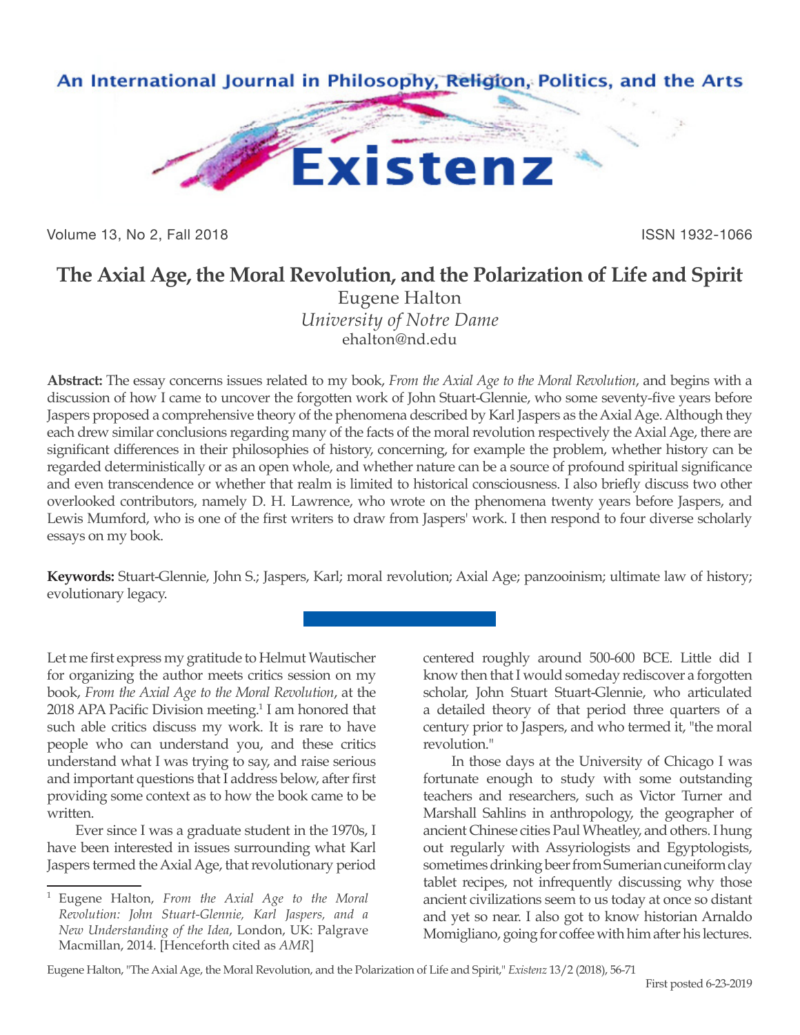# The Axial Age, the Moral Revolution, and the Polarization of Life and Spirit

Eugene Halton
*University of Notre Dame*
ehalton@nd.edu

**Abstract:** The essay concerns issues related to my book, *From the Axial Age to the Moral Revolution*, and begins with a discussion of how I came to uncover the forgotten work of John Stuart-Glennie, who some seventy-five years before Jaspers proposed a comprehensive theory of the phenomena described by Karl Jaspers as the Axial Age. Although they each drew similar conclusions regarding many of the facts of the moral revolution respectively the Axial Age, there are significant differences in their philosophies of history, concerning, for example the problem, whether history can be regarded deterministically or as an open whole, and whether nature can be a source of profound spiritual significance and even transcendence or whether that realm is limited to historical consciousness. I also briefly discuss two other overlooked contributors, namely D. H. Lawrence, who wrote on the phenomena twenty years before Jaspers, and Lewis Mumford, who is one of the first writers to draw from Jaspers' work. I then respond to four diverse scholarly essays on my book.

**Keywords:** Stuart-Glennie, John S.; Jaspers, Karl; moral revolution; Axial Age; panzooinism; ultimate law of history; evolutionary legacy.

---

Let me first express my gratitude to Helmut Wautischer for organizing the author meets critics session on my book, *From the Axial Age to the Moral Revolution*, at the 2018 APA Pacific Division meeting.[1] I am honored that such able critics discuss my work. It is rare to have people who can understand you, and these critics understand what I was trying to say, and raise serious and important questions that I address below, after first providing some context as to how the book came to be written.

Ever since I was a graduate student in the 1970s, I have been interested in issues surrounding what Karl Jaspers termed the Axial Age, that revolutionary period centered roughly around 500-600 BCE. Little did I know then that I would someday rediscover a forgotten scholar, John Stuart Stuart-Glennie, who articulated a detailed theory of that period three quarters of a century prior to Jaspers, and who termed it, "the moral revolution."

In those days at the University of Chicago I was fortunate enough to study with some outstanding teachers and researchers, such as Victor Turner and Marshall Sahlins in anthropology, the geographer of ancient Chinese cities Paul Wheatley, and others. I hung out regularly with Assyriologists and Egyptologists, sometimes drinking beer from Sumerian cuneiform clay tablet recipes, not infrequently discussing why those ancient civilizations seem to us today at once so distant and yet so near. I also got to know historian Arnaldo Momigliano, going for coffee with him after his lectures.

---

[1] Eugene Halton, *From the Axial Age to the Moral Revolution: John Stuart-Glennie, Karl Jaspers, and a New Understanding of the Idea*, London, UK: Palgrave Macmillan, 2014. [Henceforth cited as *AMR*]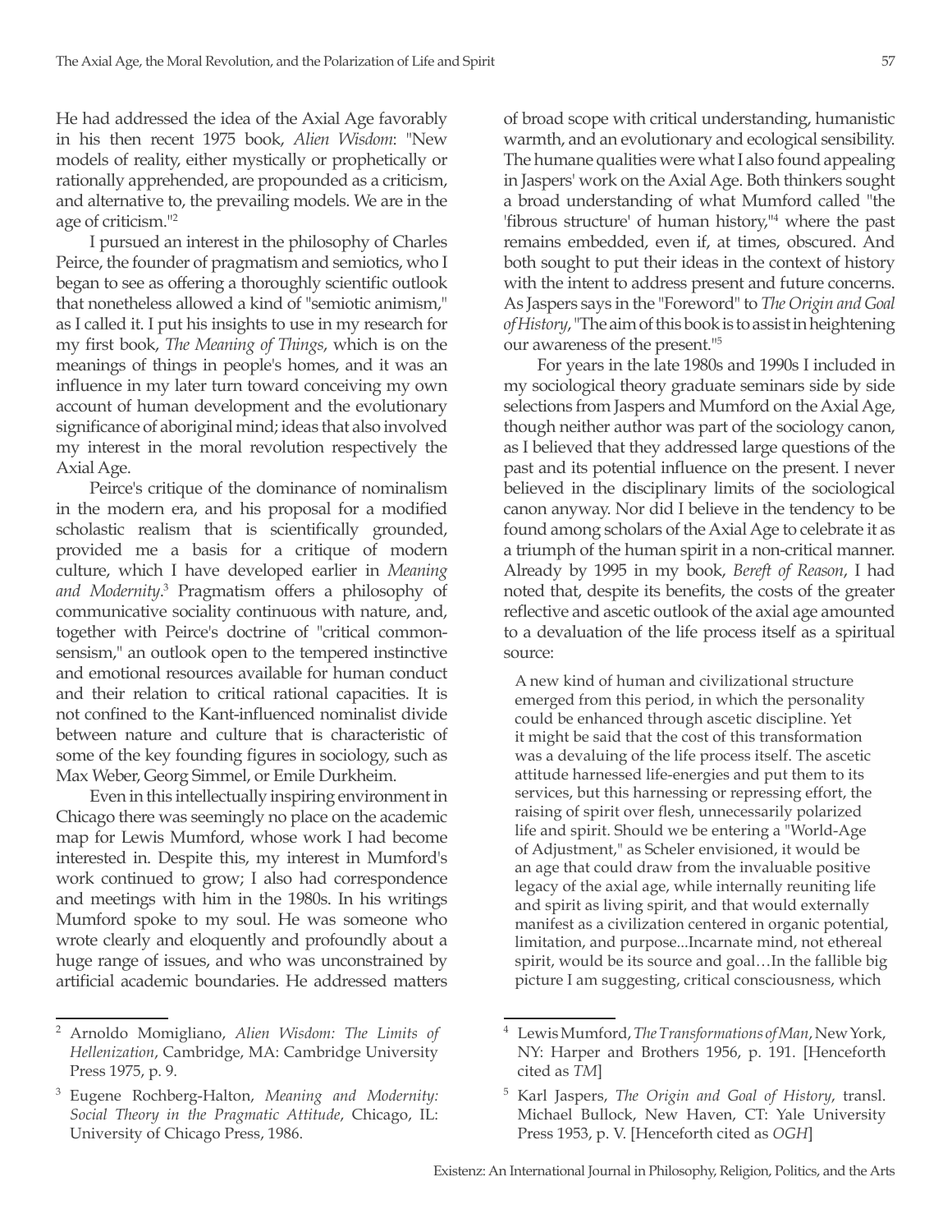He had addressed the idea of the Axial Age favorably in his then recent 1975 book, *Alien Wisdom*: "New models of reality, either mystically or prophetically or rationally apprehended, are propounded as a criticism, and alternative to, the prevailing models. We are in the age of criticism."[2]

I pursued an interest in the philosophy of Charles Peirce, the founder of pragmatism and semiotics, who I began to see as offering a thoroughly scientific outlook that nonetheless allowed a kind of "semiotic animism," as I called it. I put his insights to use in my research for my first book, *The Meaning of Things*, which is on the meanings of things in people's homes, and it was an influence in my later turn toward conceiving my own account of human development and the evolutionary significance of aboriginal mind; ideas that also involved my interest in the moral revolution respectively the Axial Age.

Peirce's critique of the dominance of nominalism in the modern era, and his proposal for a modified scholastic realism that is scientifically grounded, provided me a basis for a critique of modern culture, which I have developed earlier in *Meaning and Modernity*.[3] Pragmatism offers a philosophy of communicative sociality continuous with nature, and, together with Peirce's doctrine of "critical common-sensism," an outlook open to the tempered instinctive and emotional resources available for human conduct and their relation to critical rational capacities. It is not confined to the Kant-influenced nominalist divide between nature and culture that is characteristic of some of the key founding figures in sociology, such as Max Weber, Georg Simmel, or Emile Durkheim.

Even in this intellectually inspiring environment in Chicago there was seemingly no place on the academic map for Lewis Mumford, whose work I had become interested in. Despite this, my interest in Mumford's work continued to grow; I also had correspondence and meetings with him in the 1980s. In his writings Mumford spoke to my soul. He was someone who wrote clearly and eloquently and profoundly about a huge range of issues, and who was unconstrained by artificial academic boundaries. He addressed matters of broad scope with critical understanding, humanistic warmth, and an evolutionary and ecological sensibility. The humane qualities were what I also found appealing in Jaspers' work on the Axial Age. Both thinkers sought a broad understanding of what Mumford called "the 'fibrous structure' of human history,"[4] where the past remains embedded, even if, at times, obscured. And both sought to put their ideas in the context of history with the intent to address present and future concerns. As Jaspers says in the "Foreword" to *The Origin and Goal of History*, "The aim of this book is to assist in heightening our awareness of the present."[5]

For years in the late 1980s and 1990s I included in my sociological theory graduate seminars side by side selections from Jaspers and Mumford on the Axial Age, though neither author was part of the sociology canon, as I believed that they addressed large questions of the past and its potential influence on the present. I never believed in the disciplinary limits of the sociological canon anyway. Nor did I believe in the tendency to be found among scholars of the Axial Age to celebrate it as a triumph of the human spirit in a non-critical manner. Already by 1995 in my book, *Bereft of Reason*, I had noted that, despite its benefits, the costs of the greater reflective and ascetic outlook of the axial age amounted to a devaluation of the life process itself as a spiritual source:

> A new kind of human and civilizational structure emerged from this period, in which the personality could be enhanced through ascetic discipline. Yet it might be said that the cost of this transformation was a devaluing of the life process itself. The ascetic attitude harnessed life-energies and put them to its services, but this harnessing or repressing effort, the raising of spirit over flesh, unnecessarily polarized life and spirit. Should we be entering a "World-Age of Adjustment," as Scheler envisioned, it would be an age that could draw from the invaluable positive legacy of the axial age, while internally reuniting life and spirit as living spirit, and that would externally manifest as a civilization centered in organic potential, limitation, and purpose...Incarnate mind, not ethereal spirit, would be its source and goal…In the fallible big picture I am suggesting, critical consciousness, which

---

[2] Arnoldo Momigliano, *Alien Wisdom: The Limits of Hellenization*, Cambridge, MA: Cambridge University Press 1975, p. 9.

[3] Eugene Rochberg-Halton, *Meaning and Modernity: Social Theory in the Pragmatic Attitude*, Chicago, IL: University of Chicago Press, 1986.

[4] Lewis Mumford, *The Transformations of Man*, New York, NY: Harper and Brothers 1956, p. 191. [Henceforth cited as *TM*]

[5] Karl Jaspers, *The Origin and Goal of History*, transl. Michael Bullock, New Haven, CT: Yale University Press 1953, p. V. [Henceforth cited as *OGH*]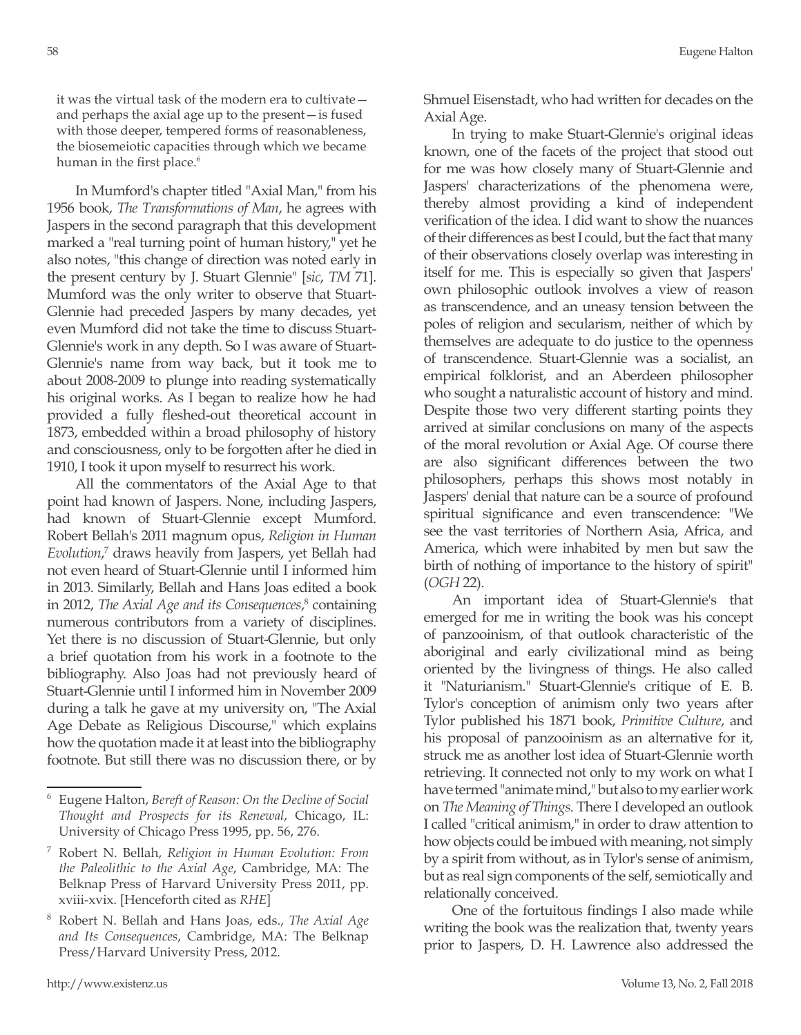it was the virtual task of the modern era to cultivate—and perhaps the axial age up to the present—is fused with those deeper, tempered forms of reasonableness, the biosemeiotic capacities through which we became human in the first place.[6]

In Mumford's chapter titled "Axial Man," from his 1956 book, *The Transformations of Man*, he agrees with Jaspers in the second paragraph that this development marked a "real turning point of human history," yet he also notes, "this change of direction was noted early in the present century by J. Stuart Glennie" [*sic*, *TM* 71]. Mumford was the only writer to observe that Stuart-Glennie had preceded Jaspers by many decades, yet even Mumford did not take the time to discuss Stuart-Glennie's work in any depth. So I was aware of Stuart-Glennie's name from way back, but it took me to about 2008-2009 to plunge into reading systematically his original works. As I began to realize how he had provided a fully fleshed-out theoretical account in 1873, embedded within a broad philosophy of history and consciousness, only to be forgotten after he died in 1910, I took it upon myself to resurrect his work.

All the commentators of the Axial Age to that point had known of Jaspers. None, including Jaspers, had known of Stuart-Glennie except Mumford. Robert Bellah's 2011 magnum opus, *Religion in Human Evolution*,[7] draws heavily from Jaspers, yet Bellah had not even heard of Stuart-Glennie until I informed him in 2013. Similarly, Bellah and Hans Joas edited a book in 2012, *The Axial Age and its Consequences*,[8] containing numerous contributors from a variety of disciplines. Yet there is no discussion of Stuart-Glennie, but only a brief quotation from his work in a footnote to the bibliography. Also Joas had not previously heard of Stuart-Glennie until I informed him in November 2009 during a talk he gave at my university on, "The Axial Age Debate as Religious Discourse," which explains how the quotation made it at least into the bibliography footnote. But still there was no discussion there, or by Shmuel Eisenstadt, who had written for decades on the Axial Age.

In trying to make Stuart-Glennie's original ideas known, one of the facets of the project that stood out for me was how closely many of Stuart-Glennie and Jaspers' characterizations of the phenomena were, thereby almost providing a kind of independent verification of the idea. I did want to show the nuances of their differences as best I could, but the fact that many of their observations closely overlap was interesting in itself for me. This is especially so given that Jaspers' own philosophic outlook involves a view of reason as transcendence, and an uneasy tension between the poles of religion and secularism, neither of which by themselves are adequate to do justice to the openness of transcendence. Stuart-Glennie was a socialist, an empirical folklorist, and an Aberdeen philosopher who sought a naturalistic account of history and mind. Despite those two very different starting points they arrived at similar conclusions on many of the aspects of the moral revolution or Axial Age. Of course there are also significant differences between the two philosophers, perhaps this shows most notably in Jaspers' denial that nature can be a source of profound spiritual significance and even transcendence: "We see the vast territories of Northern Asia, Africa, and America, which were inhabited by men but saw the birth of nothing of importance to the history of spirit" (*OGH* 22).

An important idea of Stuart-Glennie's that emerged for me in writing the book was his concept of panzooinism, of that outlook characteristic of the aboriginal and early civilizational mind as being oriented by the livingness of things. He also called it "Naturianism." Stuart-Glennie's critique of E. B. Tylor's conception of animism only two years after Tylor published his 1871 book, *Primitive Culture*, and his proposal of panzooinism as an alternative for it, struck me as another lost idea of Stuart-Glennie worth retrieving. It connected not only to my work on what I have termed "animate mind," but also to my earlier work on *The Meaning of Things*. There I developed an outlook I called "critical animism," in order to draw attention to how objects could be imbued with meaning, not simply by a spirit from without, as in Tylor's sense of animism, but as real sign components of the self, semiotically and relationally conceived.

One of the fortuitous findings I also made while writing the book was the realization that, twenty years prior to Jaspers, D. H. Lawrence also addressed the

---

[6] Eugene Halton, *Bereft of Reason: On the Decline of Social Thought and Prospects for its Renewal*, Chicago, IL: University of Chicago Press 1995, pp. 56, 276.

[7] Robert N. Bellah, *Religion in Human Evolution: From the Paleolithic to the Axial Age*, Cambridge, MA: The Belknap Press of Harvard University Press 2011, pp. xviii-xvix. [Henceforth cited as *RHE*]

[8] Robert N. Bellah and Hans Joas, eds., *The Axial Age and Its Consequences*, Cambridge, MA: The Belknap Press/Harvard University Press, 2012.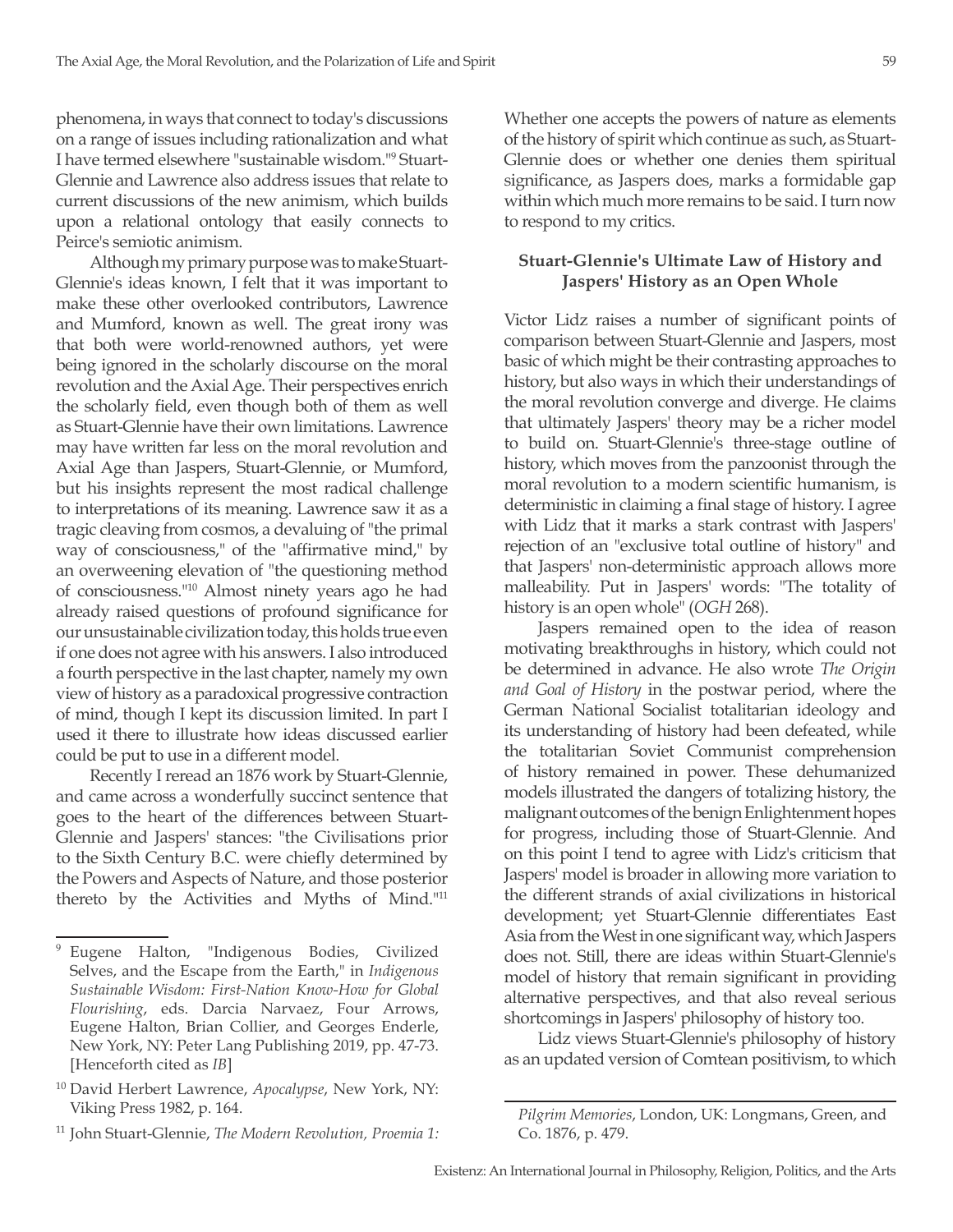phenomena, in ways that connect to today's discussions on a range of issues including rationalization and what I have termed elsewhere "sustainable wisdom."[9] Stuart-Glennie and Lawrence also address issues that relate to current discussions of the new animism, which builds upon a relational ontology that easily connects to Peirce's semiotic animism.

Although my primary purpose was to make Stuart-Glennie's ideas known, I felt that it was important to make these other overlooked contributors, Lawrence and Mumford, known as well. The great irony was that both were world-renowned authors, yet were being ignored in the scholarly discourse on the moral revolution and the Axial Age. Their perspectives enrich the scholarly field, even though both of them as well as Stuart-Glennie have their own limitations. Lawrence may have written far less on the moral revolution and Axial Age than Jaspers, Stuart-Glennie, or Mumford, but his insights represent the most radical challenge to interpretations of its meaning. Lawrence saw it as a tragic cleaving from cosmos, a devaluing of "the primal way of consciousness," of the "affirmative mind," by an overweening elevation of "the questioning method of consciousness."[10] Almost ninety years ago he had already raised questions of profound significance for our unsustainable civilization today, this holds true even if one does not agree with his answers. I also introduced a fourth perspective in the last chapter, namely my own view of history as a paradoxical progressive contraction of mind, though I kept its discussion limited. In part I used it there to illustrate how ideas discussed earlier could be put to use in a different model.

Recently I reread an 1876 work by Stuart-Glennie, and came across a wonderfully succinct sentence that goes to the heart of the differences between Stuart-Glennie and Jaspers' stances: "the Civilisations prior to the Sixth Century B.C. were chiefly determined by the Powers and Aspects of Nature, and those posterior thereto by the Activities and Myths of Mind."[11] Whether one accepts the powers of nature as elements of the history of spirit which continue as such, as Stuart-Glennie does or whether one denies them spiritual significance, as Jaspers does, marks a formidable gap within which much more remains to be said. I turn now to respond to my critics.

### Stuart-Glennie's Ultimate Law of History and Jaspers' History as an Open Whole

Victor Lidz raises a number of significant points of comparison between Stuart-Glennie and Jaspers, most basic of which might be their contrasting approaches to history, but also ways in which their understandings of the moral revolution converge and diverge. He claims that ultimately Jaspers' theory may be a richer model to build on. Stuart-Glennie's three-stage outline of history, which moves from the panzoonist through the moral revolution to a modern scientific humanism, is deterministic in claiming a final stage of history. I agree with Lidz that it marks a stark contrast with Jaspers' rejection of an "exclusive total outline of history" and that Jaspers' non-deterministic approach allows more malleability. Put in Jaspers' words: "The totality of history is an open whole" (*OGH* 268).

Jaspers remained open to the idea of reason motivating breakthroughs in history, which could not be determined in advance. He also wrote *The Origin and Goal of History* in the postwar period, where the German National Socialist totalitarian ideology and its understanding of history had been defeated, while the totalitarian Soviet Communist comprehension of history remained in power. These dehumanized models illustrated the dangers of totalizing history, the malignant outcomes of the benign Enlightenment hopes for progress, including those of Stuart-Glennie. And on this point I tend to agree with Lidz's criticism that Jaspers' model is broader in allowing more variation to the different strands of axial civilizations in historical development; yet Stuart-Glennie differentiates East Asia from the West in one significant way, which Jaspers does not. Still, there are ideas within Stuart-Glennie's model of history that remain significant in providing alternative perspectives, and that also reveal serious shortcomings in Jaspers' philosophy of history too.

Lidz views Stuart-Glennie's philosophy of history as an updated version of Comtean positivism, to which

---

[9] Eugene Halton, "Indigenous Bodies, Civilized Selves, and the Escape from the Earth," in *Indigenous Sustainable Wisdom: First-Nation Know-How for Global Flourishing*, eds. Darcia Narvaez, Four Arrows, Eugene Halton, Brian Collier, and Georges Enderle, New York, NY: Peter Lang Publishing 2019, pp. 47-73. [Henceforth cited as *IB*]

[10] David Herbert Lawrence, *Apocalypse*, New York, NY: Viking Press 1982, p. 164.

[11] John Stuart-Glennie, *The Modern Revolution, Proemia 1: Pilgrim Memories*, London, UK: Longmans, Green, and Co. 1876, p. 479.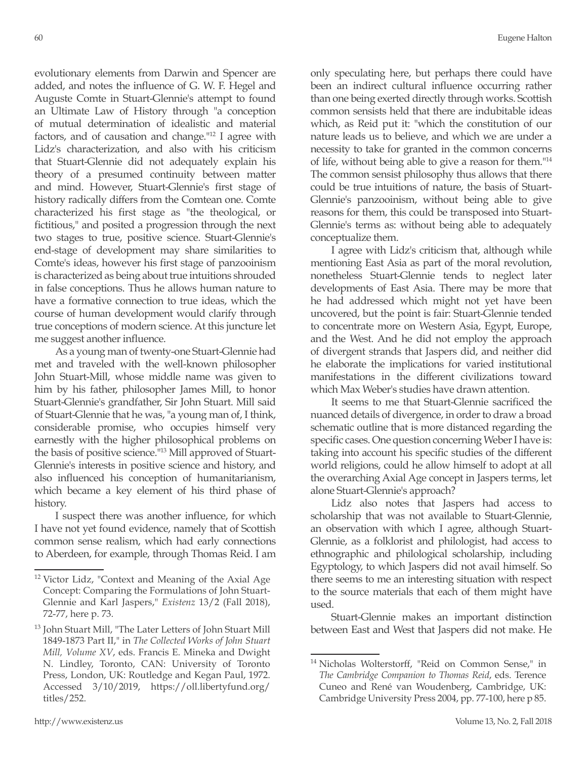evolutionary elements from Darwin and Spencer are added, and notes the influence of G. W. F. Hegel and Auguste Comte in Stuart-Glennie's attempt to found an Ultimate Law of History through "a conception of mutual determination of idealistic and material factors, and of causation and change."[12] I agree with Lidz's characterization, and also with his criticism that Stuart-Glennie did not adequately explain his theory of a presumed continuity between matter and mind. However, Stuart-Glennie's first stage of history radically differs from the Comtean one. Comte characterized his first stage as "the theological, or fictitious," and posited a progression through the next two stages to true, positive science. Stuart-Glennie's end-stage of development may share similarities to Comte's ideas, however his first stage of panzooinism is characterized as being about true intuitions shrouded in false conceptions. Thus he allows human nature to have a formative connection to true ideas, which the course of human development would clarify through true conceptions of modern science. At this juncture let me suggest another influence.

As a young man of twenty-one Stuart-Glennie had met and traveled with the well-known philosopher John Stuart-Mill, whose middle name was given to him by his father, philosopher James Mill, to honor Stuart-Glennie's grandfather, Sir John Stuart. Mill said of Stuart-Glennie that he was, "a young man of, I think, considerable promise, who occupies himself very earnestly with the higher philosophical problems on the basis of positive science."[13] Mill approved of Stuart-Glennie's interests in positive science and history, and also influenced his conception of humanitarianism, which became a key element of his third phase of history.

I suspect there was another influence, for which I have not yet found evidence, namely that of Scottish common sense realism, which had early connections to Aberdeen, for example, through Thomas Reid. I am only speculating here, but perhaps there could have been an indirect cultural influence occurring rather than one being exerted directly through works. Scottish common sensists held that there are indubitable ideas which, as Reid put it: "which the constitution of our nature leads us to believe, and which we are under a necessity to take for granted in the common concerns of life, without being able to give a reason for them."[14] The common sensist philosophy thus allows that there could be true intuitions of nature, the basis of Stuart-Glennie's panzooinism, without being able to give reasons for them, this could be transposed into Stuart-Glennie's terms as: without being able to adequately conceptualize them.

I agree with Lidz's criticism that, although while mentioning East Asia as part of the moral revolution, nonetheless Stuart-Glennie tends to neglect later developments of East Asia. There may be more that he had addressed which might not yet have been uncovered, but the point is fair: Stuart-Glennie tended to concentrate more on Western Asia, Egypt, Europe, and the West. And he did not employ the approach of divergent strands that Jaspers did, and neither did he elaborate the implications for varied institutional manifestations in the different civilizations toward which Max Weber's studies have drawn attention.

It seems to me that Stuart-Glennie sacrificed the nuanced details of divergence, in order to draw a broad schematic outline that is more distanced regarding the specific cases. One question concerning Weber I have is: taking into account his specific studies of the different world religions, could he allow himself to adopt at all the overarching Axial Age concept in Jaspers terms, let alone Stuart-Glennie's approach?

Lidz also notes that Jaspers had access to scholarship that was not available to Stuart-Glennie, an observation with which I agree, although Stuart-Glennie, as a folklorist and philologist, had access to ethnographic and philological scholarship, including Egyptology, to which Jaspers did not avail himself. So there seems to me an interesting situation with respect to the source materials that each of them might have used.

Stuart-Glennie makes an important distinction between East and West that Jaspers did not make. He

---

[12] Victor Lidz, "Context and Meaning of the Axial Age Concept: Comparing the Formulations of John Stuart-Glennie and Karl Jaspers," *Existenz* 13/2 (Fall 2018), 72-77, here p. 73.

[13] John Stuart Mill, "The Later Letters of John Stuart Mill 1849-1873 Part II," in *The Collected Works of John Stuart Mill, Volume XV*, eds. Francis E. Mineka and Dwight N. Lindley, Toronto, CAN: University of Toronto Press, London, UK: Routledge and Kegan Paul, 1972. Accessed 3/10/2019, https://oll.libertyfund.org/titles/252.

[14] Nicholas Wolterstorff, "Reid on Common Sense," in *The Cambridge Companion to Thomas Reid*, eds. Terence Cuneo and René van Woudenberg, Cambridge, UK: Cambridge University Press 2004, pp. 77-100, here p 85.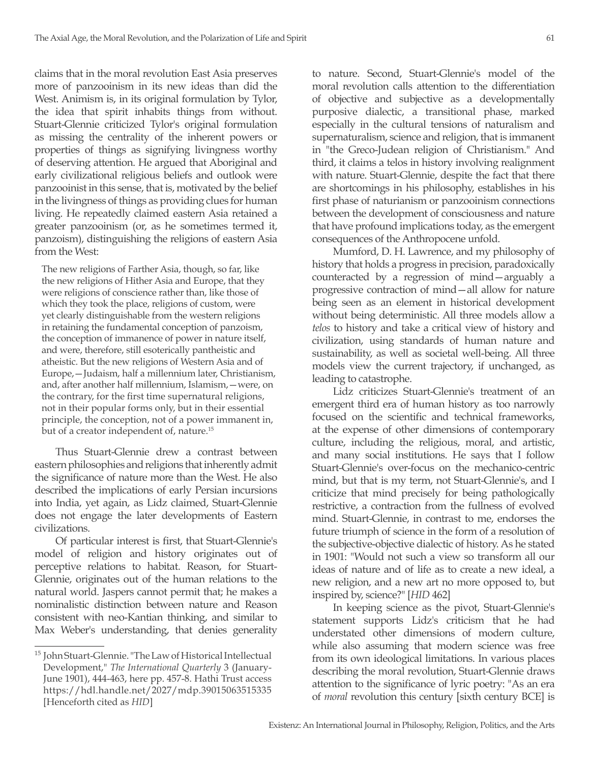claims that in the moral revolution East Asia preserves more of panzooinism in its new ideas than did the West. Animism is, in its original formulation by Tylor, the idea that spirit inhabits things from without. Stuart-Glennie criticized Tylor's original formulation as missing the centrality of the inherent powers or properties of things as signifying livingness worthy of deserving attention. He argued that Aboriginal and early civilizational religious beliefs and outlook were panzooinist in this sense, that is, motivated by the belief in the livingness of things as providing clues for human living. He repeatedly claimed eastern Asia retained a greater panzooinism (or, as he sometimes termed it, panzoism), distinguishing the religions of eastern Asia from the West:

> The new religions of Farther Asia, though, so far, like the new religions of Hither Asia and Europe, that they were religions of conscience rather than, like those of which they took the place, religions of custom, were yet clearly distinguishable from the western religions in retaining the fundamental conception of panzoism, the conception of immanence of power in nature itself, and were, therefore, still esoterically pantheistic and atheistic. But the new religions of Western Asia and of Europe,—Judaism, half a millennium later, Christianism, and, after another half millennium, Islamism,—were, on the contrary, for the first time supernatural religions, not in their popular forms only, but in their essential principle, the conception, not of a power immanent in, but of a creator independent of, nature.[15]

Thus Stuart-Glennie drew a contrast between eastern philosophies and religions that inherently admit the significance of nature more than the West. He also described the implications of early Persian incursions into India, yet again, as Lidz claimed, Stuart-Glennie does not engage the later developments of Eastern civilizations.

Of particular interest is first, that Stuart-Glennie's model of religion and history originates out of perceptive relations to habitat. Reason, for Stuart-Glennie, originates out of the human relations to the natural world. Jaspers cannot permit that; he makes a nominalistic distinction between nature and Reason consistent with neo-Kantian thinking, and similar to Max Weber's understanding, that denies generality to nature. Second, Stuart-Glennie's model of the moral revolution calls attention to the differentiation of objective and subjective as a developmentally purposive dialectic, a transitional phase, marked especially in the cultural tensions of naturalism and supernaturalism, science and religion, that is immanent in "the Greco-Judean religion of Christianism." And third, it claims a telos in history involving realignment with nature. Stuart-Glennie, despite the fact that there are shortcomings in his philosophy, establishes in his first phase of naturianism or panzooinism connections between the development of consciousness and nature that have profound implications today, as the emergent consequences of the Anthropocene unfold.

Mumford, D. H. Lawrence, and my philosophy of history that holds a progress in precision, paradoxically counteracted by a regression of mind—arguably a progressive contraction of mind—all allow for nature being seen as an element in historical development without being deterministic. All three models allow a *telos* to history and take a critical view of history and civilization, using standards of human nature and sustainability, as well as societal well-being. All three models view the current trajectory, if unchanged, as leading to catastrophe.

Lidz criticizes Stuart-Glennie's treatment of an emergent third era of human history as too narrowly focused on the scientific and technical frameworks, at the expense of other dimensions of contemporary culture, including the religious, moral, and artistic, and many social institutions. He says that I follow Stuart-Glennie's over-focus on the mechanico-centric mind, but that is my term, not Stuart-Glennie's, and I criticize that mind precisely for being pathologically restrictive, a contraction from the fullness of evolved mind. Stuart-Glennie, in contrast to me, endorses the future triumph of science in the form of a resolution of the subjective-objective dialectic of history. As he stated in 1901: "Would not such a view so transform all our ideas of nature and of life as to create a new ideal, a new religion, and a new art no more opposed to, but inspired by, science?" [*HID* 462]

In keeping science as the pivot, Stuart-Glennie's statement supports Lidz's criticism that he had understated other dimensions of modern culture, while also assuming that modern science was free from its own ideological limitations. In various places describing the moral revolution, Stuart-Glennie draws attention to the significance of lyric poetry: "As an era of *moral* revolution this century [sixth century BCE] is

---

[15] John Stuart-Glennie. "The Law of Historical Intellectual Development," *The International Quarterly* 3 (January-June 1901), 444-463, here pp. 457-8. Hathi Trust access https://hdl.handle.net/2027/mdp.39015063515335 [Henceforth cited as *HID*]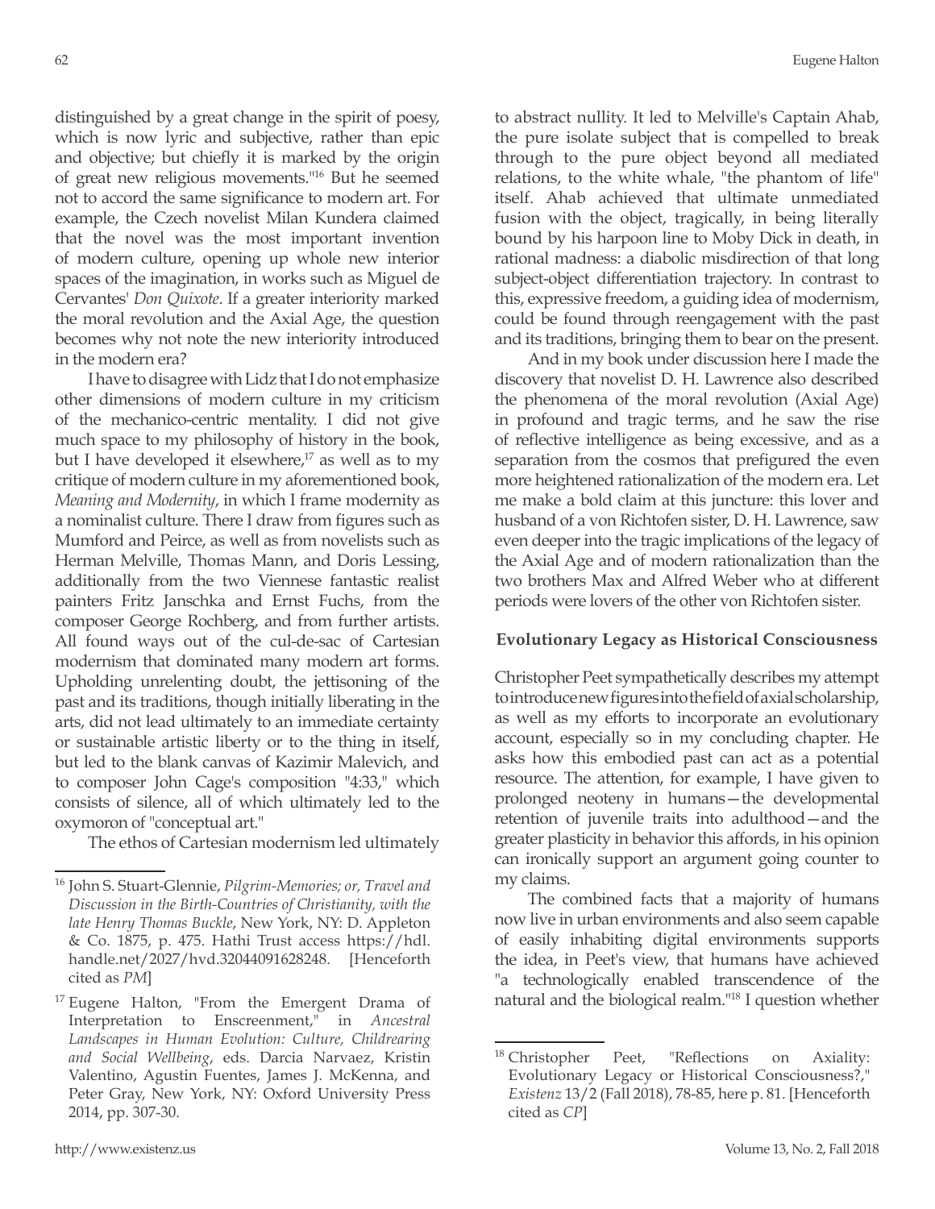distinguished by a great change in the spirit of poesy, which is now lyric and subjective, rather than epic and objective; but chiefly it is marked by the origin of great new religious movements."[16] But he seemed not to accord the same significance to modern art. For example, the Czech novelist Milan Kundera claimed that the novel was the most important invention of modern culture, opening up whole new interior spaces of the imagination, in works such as Miguel de Cervantes' *Don Quixote*. If a greater interiority marked the moral revolution and the Axial Age, the question becomes why not note the new interiority introduced in the modern era?

I have to disagree with Lidz that I do not emphasize other dimensions of modern culture in my criticism of the mechanico-centric mentality. I did not give much space to my philosophy of history in the book, but I have developed it elsewhere,[17] as well as to my critique of modern culture in my aforementioned book, *Meaning and Modernity*, in which I frame modernity as a nominalist culture. There I draw from figures such as Mumford and Peirce, as well as from novelists such as Herman Melville, Thomas Mann, and Doris Lessing, additionally from the two Viennese fantastic realist painters Fritz Janschka and Ernst Fuchs, from the composer George Rochberg, and from further artists. All found ways out of the cul-de-sac of Cartesian modernism that dominated many modern art forms. Upholding unrelenting doubt, the jettisoning of the past and its traditions, though initially liberating in the arts, did not lead ultimately to an immediate certainty or sustainable artistic liberty or to the thing in itself, but led to the blank canvas of Kazimir Malevich, and to composer John Cage's composition "4:33," which consists of silence, all of which ultimately led to the oxymoron of "conceptual art."

The ethos of Cartesian modernism led ultimately to abstract nullity. It led to Melville's Captain Ahab, the pure isolate subject that is compelled to break through to the pure object beyond all mediated relations, to the white whale, "the phantom of life" itself. Ahab achieved that ultimate unmediated fusion with the object, tragically, in being literally bound by his harpoon line to Moby Dick in death, in rational madness: a diabolic misdirection of that long subject-object differentiation trajectory. In contrast to this, expressive freedom, a guiding idea of modernism, could be found through reengagement with the past and its traditions, bringing them to bear on the present.

And in my book under discussion here I made the discovery that novelist D. H. Lawrence also described the phenomena of the moral revolution (Axial Age) in profound and tragic terms, and he saw the rise of reflective intelligence as being excessive, and as a separation from the cosmos that prefigured the even more heightened rationalization of the modern era. Let me make a bold claim at this juncture: this lover and husband of a von Richtofen sister, D. H. Lawrence, saw even deeper into the tragic implications of the legacy of the Axial Age and of modern rationalization than the two brothers Max and Alfred Weber who at different periods were lovers of the other von Richtofen sister.

### Evolutionary Legacy as Historical Consciousness

Christopher Peet sympathetically describes my attempt to introduce new figures into the field of axial scholarship, as well as my efforts to incorporate an evolutionary account, especially so in my concluding chapter. He asks how this embodied past can act as a potential resource. The attention, for example, I have given to prolonged neoteny in humans—the developmental retention of juvenile traits into adulthood—and the greater plasticity in behavior this affords, in his opinion can ironically support an argument going counter to my claims.

The combined facts that a majority of humans now live in urban environments and also seem capable of easily inhabiting digital environments supports the idea, in Peet's view, that humans have achieved "a technologically enabled transcendence of the natural and the biological realm."[18] I question whether

---

[16] John S. Stuart-Glennie, *Pilgrim-Memories; or, Travel and Discussion in the Birth-Countries of Christianity, with the late Henry Thomas Buckle*, New York, NY: D. Appleton & Co. 1875, p. 475. Hathi Trust access https://hdl.handle.net/2027/hvd.32044091628248. [Henceforth cited as *PM*]

[17] Eugene Halton, "From the Emergent Drama of Interpretation to Enscreenment," in *Ancestral Landscapes in Human Evolution: Culture, Childrearing and Social Wellbeing*, eds. Darcia Narvaez, Kristin Valentino, Agustin Fuentes, James J. McKenna, and Peter Gray, New York, NY: Oxford University Press 2014, pp. 307-30.

[18] Christopher Peet, "Reflections on Axiality: Evolutionary Legacy or Historical Consciousness?," *Existenz* 13/2 (Fall 2018), 78-85, here p. 81. [Henceforth cited as *CP*]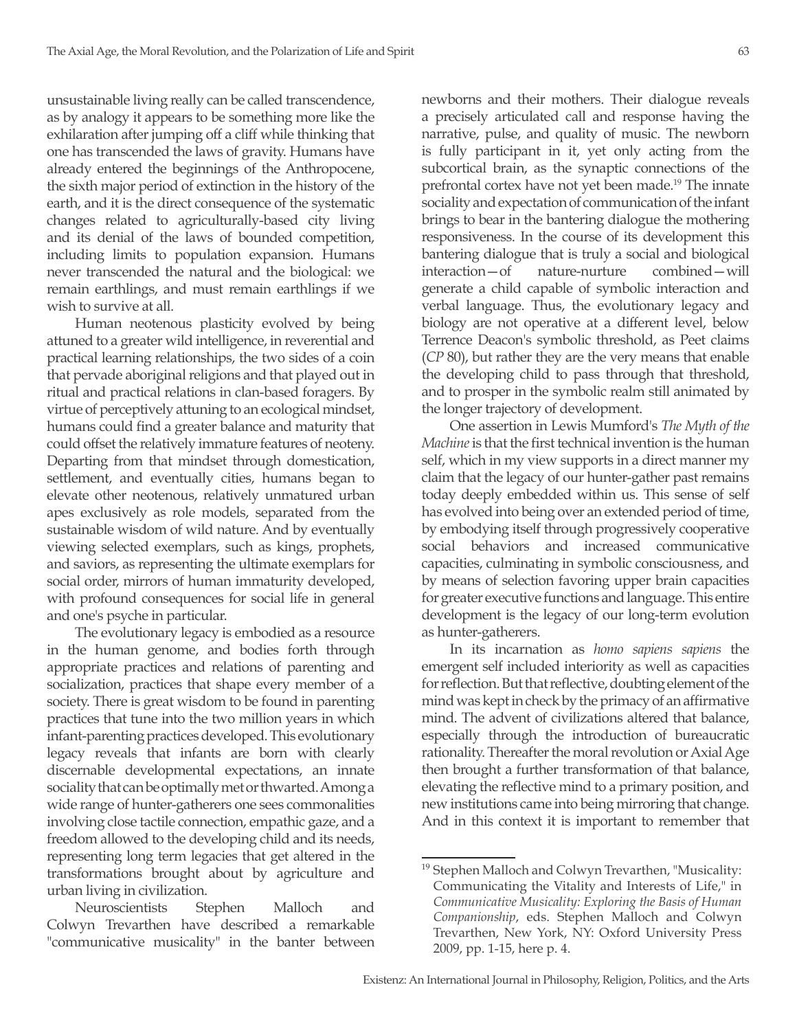unsustainable living really can be called transcendence, as by analogy it appears to be something more like the exhilaration after jumping off a cliff while thinking that one has transcended the laws of gravity. Humans have already entered the beginnings of the Anthropocene, the sixth major period of extinction in the history of the earth, and it is the direct consequence of the systematic changes related to agriculturally-based city living and its denial of the laws of bounded competition, including limits to population expansion. Humans never transcended the natural and the biological: we remain earthlings, and must remain earthlings if we wish to survive at all.

Human neotenous plasticity evolved by being attuned to a greater wild intelligence, in reverential and practical learning relationships, the two sides of a coin that pervade aboriginal religions and that played out in ritual and practical relations in clan-based foragers. By virtue of perceptively attuning to an ecological mindset, humans could find a greater balance and maturity that could offset the relatively immature features of neoteny. Departing from that mindset through domestication, settlement, and eventually cities, humans began to elevate other neotenous, relatively unmatured urban apes exclusively as role models, separated from the sustainable wisdom of wild nature. And by eventually viewing selected exemplars, such as kings, prophets, and saviors, as representing the ultimate exemplars for social order, mirrors of human immaturity developed, with profound consequences for social life in general and one's psyche in particular.

The evolutionary legacy is embodied as a resource in the human genome, and bodies forth through appropriate practices and relations of parenting and socialization, practices that shape every member of a society. There is great wisdom to be found in parenting practices that tune into the two million years in which infant-parenting practices developed. This evolutionary legacy reveals that infants are born with clearly discernable developmental expectations, an innate sociality that can be optimally met or thwarted. Among a wide range of hunter-gatherers one sees commonalities involving close tactile connection, empathic gaze, and a freedom allowed to the developing child and its needs, representing long term legacies that get altered in the transformations brought about by agriculture and urban living in civilization.

Neuroscientists Stephen Malloch and Colwyn Trevarthen have described a remarkable "communicative musicality" in the banter between newborns and their mothers. Their dialogue reveals a precisely articulated call and response having the narrative, pulse, and quality of music. The newborn is fully participant in it, yet only acting from the subcortical brain, as the synaptic connections of the prefrontal cortex have not yet been made.[19] The innate sociality and expectation of communication of the infant brings to bear in the bantering dialogue the mothering responsiveness. In the course of its development this bantering dialogue that is truly a social and biological interaction—of nature-nurture combined—will generate a child capable of symbolic interaction and verbal language. Thus, the evolutionary legacy and biology are not operative at a different level, below Terrence Deacon's symbolic threshold, as Peet claims (*CP* 80), but rather they are the very means that enable the developing child to pass through that threshold, and to prosper in the symbolic realm still animated by the longer trajectory of development.

One assertion in Lewis Mumford's *The Myth of the Machine* is that the first technical invention is the human self, which in my view supports in a direct manner my claim that the legacy of our hunter-gather past remains today deeply embedded within us. This sense of self has evolved into being over an extended period of time, by embodying itself through progressively cooperative social behaviors and increased communicative capacities, culminating in symbolic consciousness, and by means of selection favoring upper brain capacities for greater executive functions and language. This entire development is the legacy of our long-term evolution as hunter-gatherers.

In its incarnation as *homo sapiens sapiens* the emergent self included interiority as well as capacities for reflection. But that reflective, doubting element of the mind was kept in check by the primacy of an affirmative mind. The advent of civilizations altered that balance, especially through the introduction of bureaucratic rationality. Thereafter the moral revolution or Axial Age then brought a further transformation of that balance, elevating the reflective mind to a primary position, and new institutions came into being mirroring that change. And in this context it is important to remember that

[19] Stephen Malloch and Colwyn Trevarthen, "Musicality: Communicating the Vitality and Interests of Life," in *Communicative Musicality: Exploring the Basis of Human Companionship*, eds. Stephen Malloch and Colwyn Trevarthen, New York, NY: Oxford University Press 2009, pp. 1-15, here p. 4.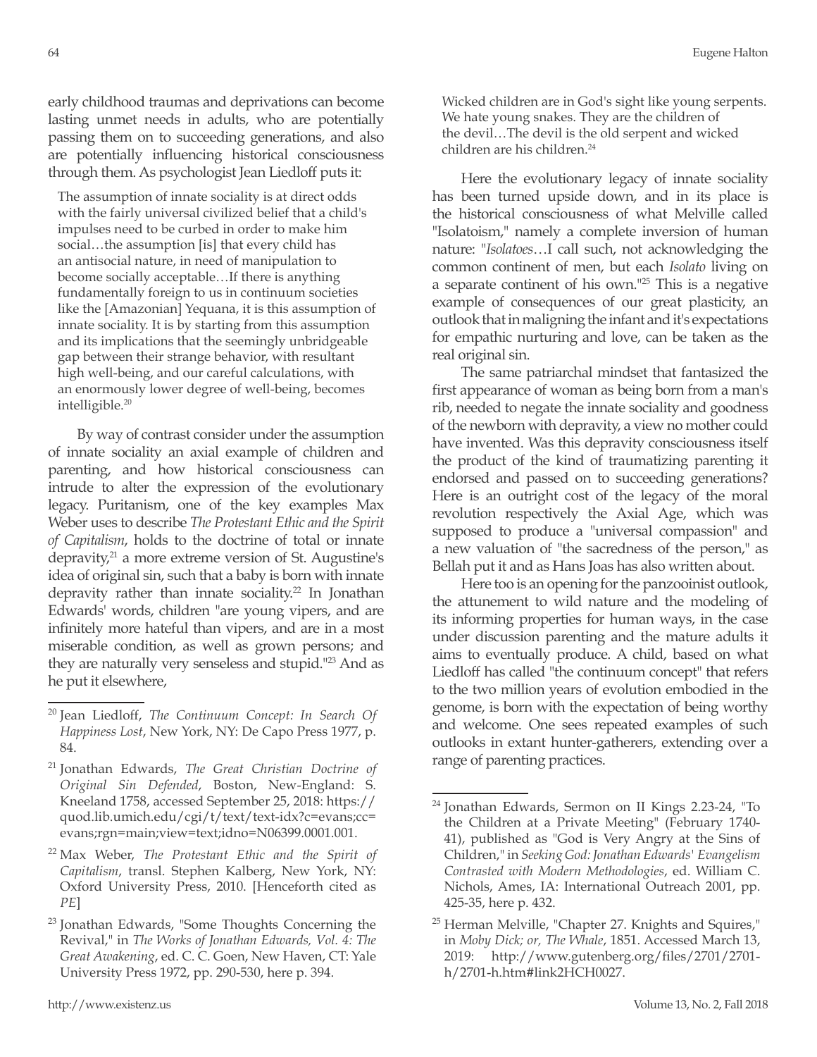early childhood traumas and deprivations can become lasting unmet needs in adults, who are potentially passing them on to succeeding generations, and also are potentially influencing historical consciousness through them. As psychologist Jean Liedloff puts it:

> The assumption of innate sociality is at direct odds with the fairly universal civilized belief that a child's impulses need to be curbed in order to make him social…the assumption [is] that every child has an antisocial nature, in need of manipulation to become socially acceptable…If there is anything fundamentally foreign to us in continuum societies like the [Amazonian] Yequana, it is this assumption of innate sociality. It is by starting from this assumption and its implications that the seemingly unbridgeable gap between their strange behavior, with resultant high well-being, and our careful calculations, with an enormously lower degree of well-being, becomes intelligible.[20]

By way of contrast consider under the assumption of innate sociality an axial example of children and parenting, and how historical consciousness can intrude to alter the expression of the evolutionary legacy. Puritanism, one of the key examples Max Weber uses to describe *The Protestant Ethic and the Spirit of Capitalism*, holds to the doctrine of total or innate depravity,[21] a more extreme version of St. Augustine's idea of original sin, such that a baby is born with innate depravity rather than innate sociality.[22] In Jonathan Edwards' words, children "are young vipers, and are infinitely more hateful than vipers, and are in a most miserable condition, as well as grown persons; and they are naturally very senseless and stupid."[23] And as he put it elsewhere,

> Wicked children are in God's sight like young serpents. We hate young snakes. They are the children of the devil…The devil is the old serpent and wicked children are his children.[24]

Here the evolutionary legacy of innate sociality has been turned upside down, and in its place is the historical consciousness of what Melville called "Isolatoism," namely a complete inversion of human nature: "*Isolatoes*…I call such, not acknowledging the common continent of men, but each *Isolato* living on a separate continent of his own."[25] This is a negative example of consequences of our great plasticity, an outlook that in maligning the infant and it's expectations for empathic nurturing and love, can be taken as the real original sin.

The same patriarchal mindset that fantasized the first appearance of woman as being born from a man's rib, needed to negate the innate sociality and goodness of the newborn with depravity, a view no mother could have invented. Was this depravity consciousness itself the product of the kind of traumatizing parenting it endorsed and passed on to succeeding generations? Here is an outright cost of the legacy of the moral revolution respectively the Axial Age, which was supposed to produce a "universal compassion" and a new valuation of "the sacredness of the person," as Bellah put it and as Hans Joas has also written about.

Here too is an opening for the panzooinist outlook, the attunement to wild nature and the modeling of its informing properties for human ways, in the case under discussion parenting and the mature adults it aims to eventually produce. A child, based on what Liedloff has called "the continuum concept" that refers to the two million years of evolution embodied in the genome, is born with the expectation of being worthy and welcome. One sees repeated examples of such outlooks in extant hunter-gatherers, extending over a range of parenting practices.

---

[20] Jean Liedloff, *The Continuum Concept: In Search Of Happiness Lost*, New York, NY: De Capo Press 1977, p. 84.

[21] Jonathan Edwards, *The Great Christian Doctrine of Original Sin Defended*, Boston, New-England: S. Kneeland 1758, accessed September 25, 2018: https://quod.lib.umich.edu/cgi/t/text/text-idx?c=evans;cc=evans;rgn=main;view=text;idno=N06399.0001.001.

[22] Max Weber, *The Protestant Ethic and the Spirit of Capitalism*, transl. Stephen Kalberg, New York, NY: Oxford University Press, 2010. [Henceforth cited as *PE*]

[23] Jonathan Edwards, "Some Thoughts Concerning the Revival," in *The Works of Jonathan Edwards, Vol. 4: The Great Awakening*, ed. C. C. Goen, New Haven, CT: Yale University Press 1972, pp. 290-530, here p. 394.

[24] Jonathan Edwards, Sermon on II Kings 2.23-24, "To the Children at a Private Meeting" (February 1740-41), published as "God is Very Angry at the Sins of Children," in *Seeking God: Jonathan Edwards' Evangelism Contrasted with Modern Methodologies*, ed. William C. Nichols, Ames, IA: International Outreach 2001, pp. 425-35, here p. 432.

[25] Herman Melville, "Chapter 27. Knights and Squires," in *Moby Dick; or, The Whale*, 1851. Accessed March 13, 2019: http://www.gutenberg.org/files/2701/2701-h/2701-h.htm#link2HCH0027.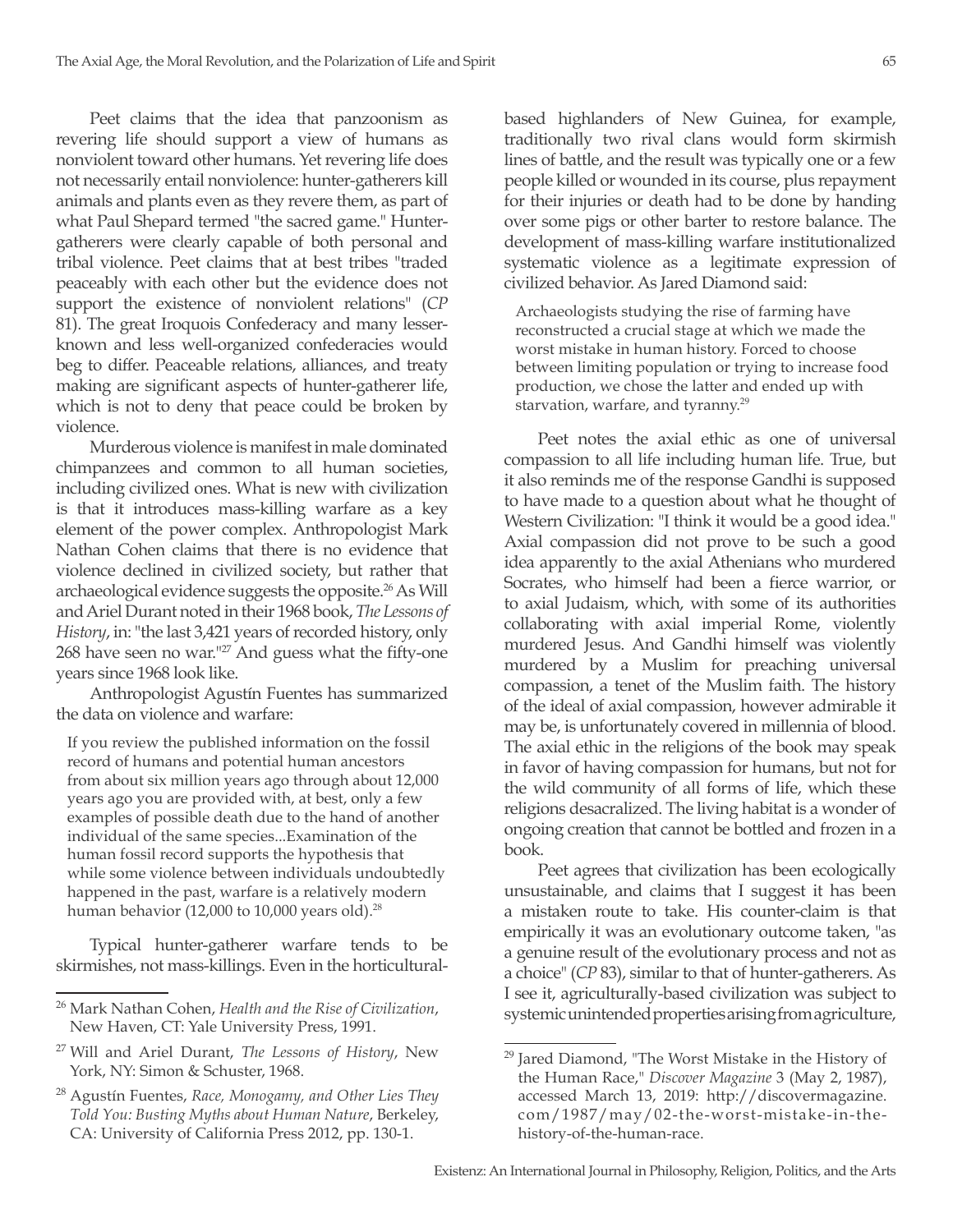Peet claims that the idea that panzoonism as revering life should support a view of humans as nonviolent toward other humans. Yet revering life does not necessarily entail nonviolence: hunter-gatherers kill animals and plants even as they revere them, as part of what Paul Shepard termed "the sacred game." Hunter-gatherers were clearly capable of both personal and tribal violence. Peet claims that at best tribes "traded peaceably with each other but the evidence does not support the existence of nonviolent relations" (*CP* 81). The great Iroquois Confederacy and many lesser-known and less well-organized confederacies would beg to differ. Peaceable relations, alliances, and treaty making are significant aspects of hunter-gatherer life, which is not to deny that peace could be broken by violence.

Murderous violence is manifest in male dominated chimpanzees and common to all human societies, including civilized ones. What is new with civilization is that it introduces mass-killing warfare as a key element of the power complex. Anthropologist Mark Nathan Cohen claims that there is no evidence that violence declined in civilized society, but rather that archaeological evidence suggests the opposite.[26] As Will and Ariel Durant noted in their 1968 book, *The Lessons of History*, in: "the last 3,421 years of recorded history, only 268 have seen no war."[27] And guess what the fifty-one years since 1968 look like.

Anthropologist Agustín Fuentes has summarized the data on violence and warfare:

> If you review the published information on the fossil record of humans and potential human ancestors from about six million years ago through about 12,000 years ago you are provided with, at best, only a few examples of possible death due to the hand of another individual of the same species...Examination of the human fossil record supports the hypothesis that while some violence between individuals undoubtedly happened in the past, warfare is a relatively modern human behavior (12,000 to 10,000 years old).[28]

Typical hunter-gatherer warfare tends to be skirmishes, not mass-killings. Even in the horticultural-based highlanders of New Guinea, for example, traditionally two rival clans would form skirmish lines of battle, and the result was typically one or a few people killed or wounded in its course, plus repayment for their injuries or death had to be done by handing over some pigs or other barter to restore balance. The development of mass-killing warfare institutionalized systematic violence as a legitimate expression of civilized behavior. As Jared Diamond said:

> Archaeologists studying the rise of farming have reconstructed a crucial stage at which we made the worst mistake in human history. Forced to choose between limiting population or trying to increase food production, we chose the latter and ended up with starvation, warfare, and tyranny.[29]

Peet notes the axial ethic as one of universal compassion to all life including human life. True, but it also reminds me of the response Gandhi is supposed to have made to a question about what he thought of Western Civilization: "I think it would be a good idea." Axial compassion did not prove to be such a good idea apparently to the axial Athenians who murdered Socrates, who himself had been a fierce warrior, or to axial Judaism, which, with some of its authorities collaborating with axial imperial Rome, violently murdered Jesus. And Gandhi himself was violently murdered by a Muslim for preaching universal compassion, a tenet of the Muslim faith. The history of the ideal of axial compassion, however admirable it may be, is unfortunately covered in millennia of blood. The axial ethic in the religions of the book may speak in favor of having compassion for humans, but not for the wild community of all forms of life, which these religions desacralized. The living habitat is a wonder of ongoing creation that cannot be bottled and frozen in a book.

Peet agrees that civilization has been ecologically unsustainable, and claims that I suggest it has been a mistaken route to take. His counter-claim is that empirically it was an evolutionary outcome taken, "as a genuine result of the evolutionary process and not as a choice" (*CP* 83), similar to that of hunter-gatherers. As I see it, agriculturally-based civilization was subject to systemic unintended properties arising from agriculture,

---

[26] Mark Nathan Cohen, *Health and the Rise of Civilization*, New Haven, CT: Yale University Press, 1991.

[27] Will and Ariel Durant, *The Lessons of History*, New York, NY: Simon & Schuster, 1968.

[28] Agustín Fuentes, *Race, Monogamy, and Other Lies They Told You: Busting Myths about Human Nature*, Berkeley, CA: University of California Press 2012, pp. 130-1.

[29] Jared Diamond, "The Worst Mistake in the History of the Human Race," *Discover Magazine* 3 (May 2, 1987), accessed March 13, 2019: http://discovermagazine.com/1987/may/02-the-worst-mistake-in-the-history-of-the-human-race.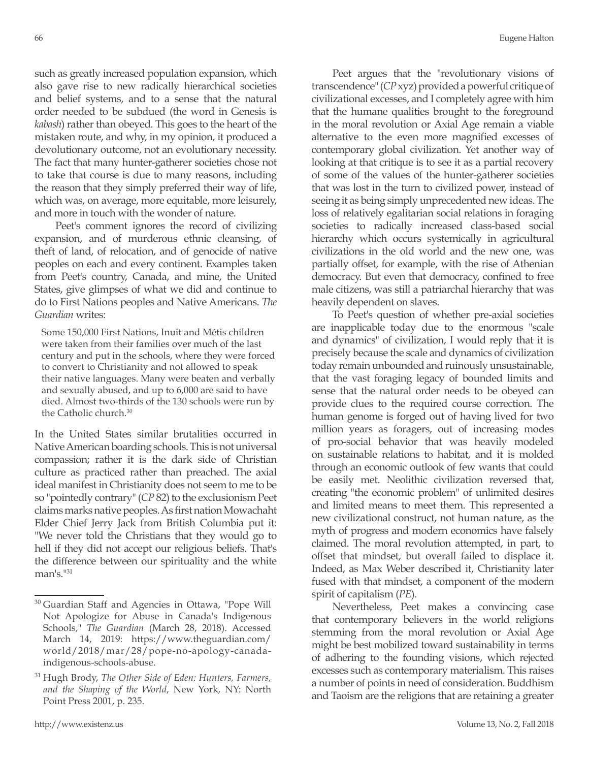such as greatly increased population expansion, which also gave rise to new radically hierarchical societies and belief systems, and to a sense that the natural order needed to be subdued (the word in Genesis is *kabash*) rather than obeyed. This goes to the heart of the mistaken route, and why, in my opinion, it produced a devolutionary outcome, not an evolutionary necessity. The fact that many hunter-gatherer societies chose not to take that course is due to many reasons, including the reason that they simply preferred their way of life, which was, on average, more equitable, more leisurely, and more in touch with the wonder of nature.

Peet's comment ignores the record of civilizing expansion, and of murderous ethnic cleansing, of theft of land, of relocation, and of genocide of native peoples on each and every continent. Examples taken from Peet's country, Canada, and mine, the United States, give glimpses of what we did and continue to do to First Nations peoples and Native Americans. *The Guardian* writes:

> Some 150,000 First Nations, Inuit and Métis children were taken from their families over much of the last century and put in the schools, where they were forced to convert to Christianity and not allowed to speak their native languages. Many were beaten and verbally and sexually abused, and up to 6,000 are said to have died. Almost two-thirds of the 130 schools were run by the Catholic church.[30]

In the United States similar brutalities occurred in Native American boarding schools. This is not universal compassion; rather it is the dark side of Christian culture as practiced rather than preached. The axial ideal manifest in Christianity does not seem to me to be so "pointedly contrary" (*CP* 82) to the exclusionism Peet claims marks native peoples. As first nation Mowachaht Elder Chief Jerry Jack from British Columbia put it: "We never told the Christians that they would go to hell if they did not accept our religious beliefs. That's the difference between our spirituality and the white man's."[31]

Peet argues that the "revolutionary visions of transcendence" (*CP* xyz) provided a powerful critique of civilizational excesses, and I completely agree with him that the humane qualities brought to the foreground in the moral revolution or Axial Age remain a viable alternative to the even more magnified excesses of contemporary global civilization. Yet another way of looking at that critique is to see it as a partial recovery of some of the values of the hunter-gatherer societies that was lost in the turn to civilized power, instead of seeing it as being simply unprecedented new ideas. The loss of relatively egalitarian social relations in foraging societies to radically increased class-based social hierarchy which occurs systemically in agricultural civilizations in the old world and the new one, was partially offset, for example, with the rise of Athenian democracy. But even that democracy, confined to free male citizens, was still a patriarchal hierarchy that was heavily dependent on slaves.

To Peet's question of whether pre-axial societies are inapplicable today due to the enormous "scale and dynamics" of civilization, I would reply that it is precisely because the scale and dynamics of civilization today remain unbounded and ruinously unsustainable, that the vast foraging legacy of bounded limits and sense that the natural order needs to be obeyed can provide clues to the required course correction. The human genome is forged out of having lived for two million years as foragers, out of increasing modes of pro-social behavior that was heavily modeled on sustainable relations to habitat, and it is molded through an economic outlook of few wants that could be easily met. Neolithic civilization reversed that, creating "the economic problem" of unlimited desires and limited means to meet them. This represented a new civilizational construct, not human nature, as the myth of progress and modern economics have falsely claimed. The moral revolution attempted, in part, to offset that mindset, but overall failed to displace it. Indeed, as Max Weber described it, Christianity later fused with that mindset, a component of the modern spirit of capitalism (*PE*).

Nevertheless, Peet makes a convincing case that contemporary believers in the world religions stemming from the moral revolution or Axial Age might be best mobilized toward sustainability in terms of adhering to the founding visions, which rejected excesses such as contemporary materialism. This raises a number of points in need of consideration. Buddhism and Taoism are the religions that are retaining a greater

---

[30] Guardian Staff and Agencies in Ottawa, "Pope Will Not Apologize for Abuse in Canada's Indigenous Schools," *The Guardian* (March 28, 2018). Accessed March 14, 2019: https://www.theguardian.com/world/2018/mar/28/pope-no-apology-canada-indigenous-schools-abuse.

[31] Hugh Brody, *The Other Side of Eden: Hunters, Farmers, and the Shaping of the World*, New York, NY: North Point Press 2001, p. 235.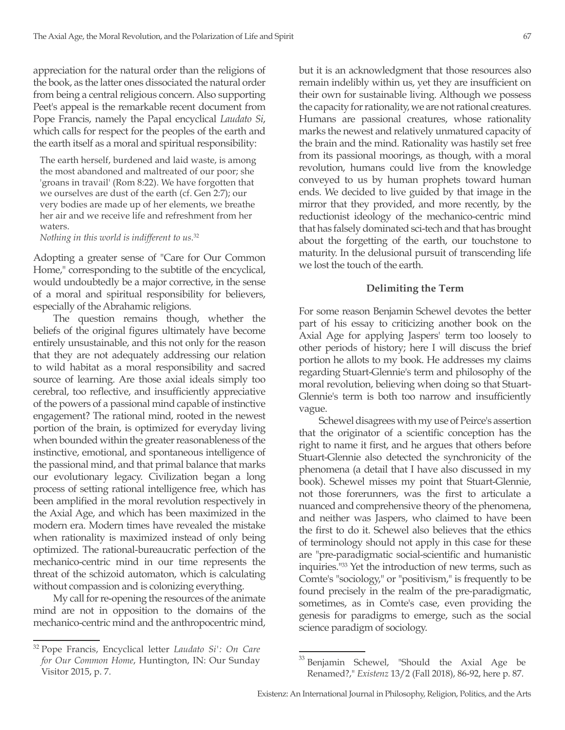appreciation for the natural order than the religions of the book, as the latter ones dissociated the natural order from being a central religious concern. Also supporting Peet's appeal is the remarkable recent document from Pope Francis, namely the Papal encyclical *Laudato Si*, which calls for respect for the peoples of the earth and the earth itself as a moral and spiritual responsibility:

> The earth herself, burdened and laid waste, is among the most abandoned and maltreated of our poor; she 'groans in travail' (Rom 8:22). We have forgotten that we ourselves are dust of the earth (cf. Gen 2:7); our very bodies are made up of her elements, we breathe her air and we receive life and refreshment from her waters.
> *Nothing in this world is indifferent to us.*[32]

Adopting a greater sense of "Care for Our Common Home," corresponding to the subtitle of the encyclical, would undoubtedly be a major corrective, in the sense of a moral and spiritual responsibility for believers, especially of the Abrahamic religions.

The question remains though, whether the beliefs of the original figures ultimately have become entirely unsustainable, and this not only for the reason that they are not adequately addressing our relation to wild habitat as a moral responsibility and sacred source of learning. Are those axial ideals simply too cerebral, too reflective, and insufficiently appreciative of the powers of a passional mind capable of instinctive engagement? The rational mind, rooted in the newest portion of the brain, is optimized for everyday living when bounded within the greater reasonableness of the instinctive, emotional, and spontaneous intelligence of the passional mind, and that primal balance that marks our evolutionary legacy. Civilization began a long process of setting rational intelligence free, which has been amplified in the moral revolution respectively in the Axial Age, and which has been maximized in the modern era. Modern times have revealed the mistake when rationality is maximized instead of only being optimized. The rational-bureaucratic perfection of the mechanico-centric mind in our time represents the threat of the schizoid automaton, which is calculating without compassion and is colonizing everything.

My call for re-opening the resources of the animate mind are not in opposition to the domains of the mechanico-centric mind and the anthropocentric mind, but it is an acknowledgment that those resources also remain indelibly within us, yet they are insufficient on their own for sustainable living. Although we possess the capacity for rationality, we are not rational creatures. Humans are passional creatures, whose rationality marks the newest and relatively unmatured capacity of the brain and the mind. Rationality was hastily set free from its passional moorings, as though, with a moral revolution, humans could live from the knowledge conveyed to us by human prophets toward human ends. We decided to live guided by that image in the mirror that they provided, and more recently, by the reductionist ideology of the mechanico-centric mind that has falsely dominated sci-tech and that has brought about the forgetting of the earth, our touchstone to maturity. In the delusional pursuit of transcending life we lost the touch of the earth.

## Delimiting the Term

For some reason Benjamin Schewel devotes the better part of his essay to criticizing another book on the Axial Age for applying Jaspers' term too loosely to other periods of history; here I will discuss the brief portion he allots to my book. He addresses my claims regarding Stuart-Glennie's term and philosophy of the moral revolution, believing when doing so that Stuart-Glennie's term is both too narrow and insufficiently vague.

Schewel disagrees with my use of Peirce's assertion that the originator of a scientific conception has the right to name it first, and he argues that others before Stuart-Glennie also detected the synchronicity of the phenomena (a detail that I have also discussed in my book). Schewel misses my point that Stuart-Glennie, not those forerunners, was the first to articulate a nuanced and comprehensive theory of the phenomena, and neither was Jaspers, who claimed to have been the first to do it. Schewel also believes that the ethics of terminology should not apply in this case for these are "pre-paradigmatic social-scientific and humanistic inquiries."[33] Yet the introduction of new terms, such as Comte's "sociology," or "positivism," is frequently to be found precisely in the realm of the pre-paradigmatic, sometimes, as in Comte's case, even providing the genesis for paradigms to emerge, such as the social science paradigm of sociology.

---

[32] Pope Francis, Encyclical letter *Laudato Si': On Care for Our Common Home*, Huntington, IN: Our Sunday Visitor 2015, p. 7.

[33] Benjamin Schewel, "Should the Axial Age be Renamed?," *Existenz* 13/2 (Fall 2018), 86-92, here p. 87.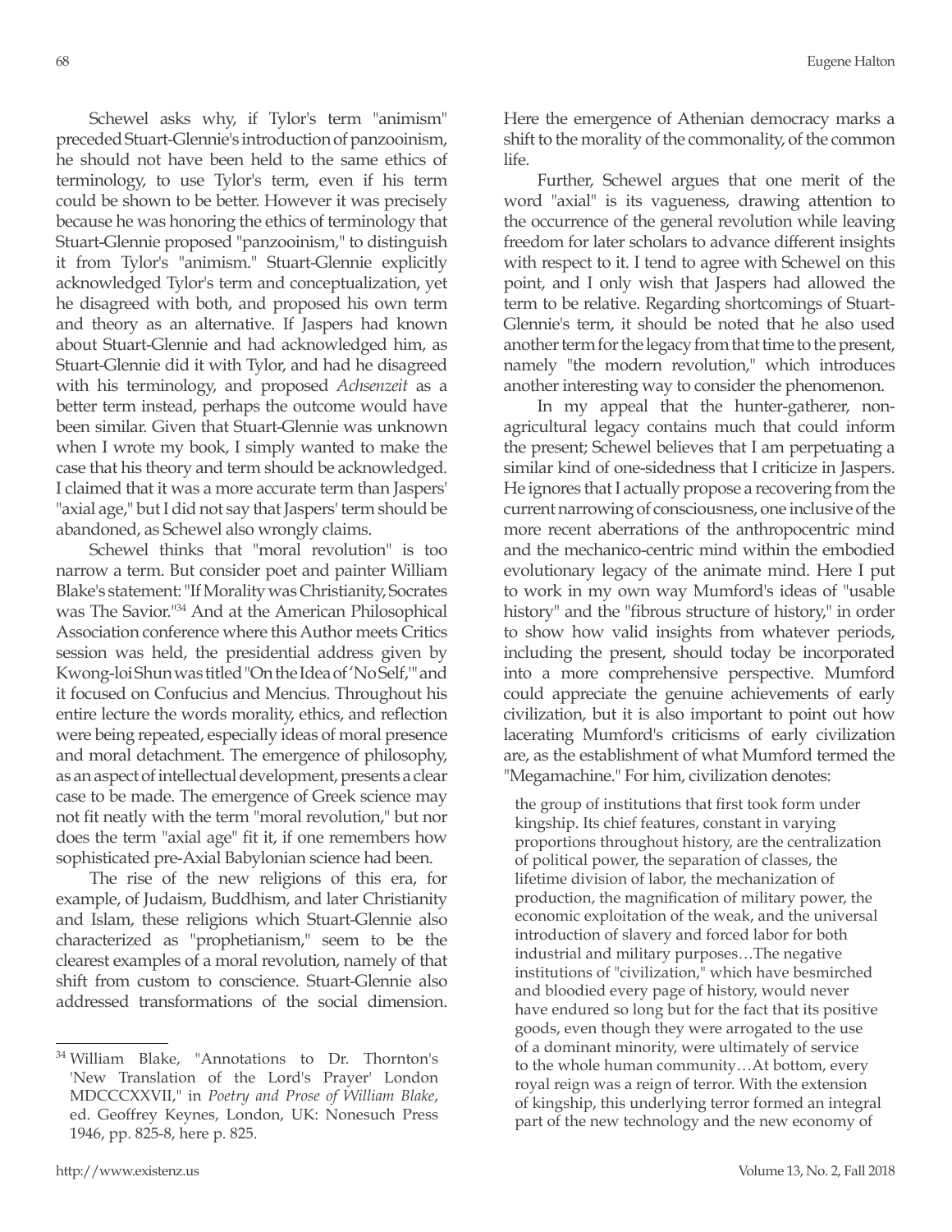Schewel asks why, if Tylor's term "animism" preceded Stuart-Glennie's introduction of panzooinism, he should not have been held to the same ethics of terminology, to use Tylor's term, even if his term could be shown to be better. However it was precisely because he was honoring the ethics of terminology that Stuart-Glennie proposed "panzooinism," to distinguish it from Tylor's "animism." Stuart-Glennie explicitly acknowledged Tylor's term and conceptualization, yet he disagreed with both, and proposed his own term and theory as an alternative. If Jaspers had known about Stuart-Glennie and had acknowledged him, as Stuart-Glennie did it with Tylor, and had he disagreed with his terminology, and proposed *Achsenzeit* as a better term instead, perhaps the outcome would have been similar. Given that Stuart-Glennie was unknown when I wrote my book, I simply wanted to make the case that his theory and term should be acknowledged. I claimed that it was a more accurate term than Jaspers' "axial age," but I did not say that Jaspers' term should be abandoned, as Schewel also wrongly claims.

Schewel thinks that "moral revolution" is too narrow a term. But consider poet and painter William Blake's statement: "If Morality was Christianity, Socrates was The Savior."[34] And at the American Philosophical Association conference where this Author meets Critics session was held, the presidential address given by Kwong-loi Shun was titled "On the Idea of 'No Self,'" and it focused on Confucius and Mencius. Throughout his entire lecture the words morality, ethics, and reflection were being repeated, especially ideas of moral presence and moral detachment. The emergence of philosophy, as an aspect of intellectual development, presents a clear case to be made. The emergence of Greek science may not fit neatly with the term "moral revolution," but nor does the term "axial age" fit it, if one remembers how sophisticated pre-Axial Babylonian science had been.

The rise of the new religions of this era, for example, of Judaism, Buddhism, and later Christianity and Islam, these religions which Stuart-Glennie also characterized as "prophetianism," seem to be the clearest examples of a moral revolution, namely of that shift from custom to conscience. Stuart-Glennie also addressed transformations of the social dimension. Here the emergence of Athenian democracy marks a shift to the morality of the commonality, of the common life.

Further, Schewel argues that one merit of the word "axial" is its vagueness, drawing attention to the occurrence of the general revolution while leaving freedom for later scholars to advance different insights with respect to it. I tend to agree with Schewel on this point, and I only wish that Jaspers had allowed the term to be relative. Regarding shortcomings of Stuart-Glennie's term, it should be noted that he also used another term for the legacy from that time to the present, namely "the modern revolution," which introduces another interesting way to consider the phenomenon.

In my appeal that the hunter-gatherer, non-agricultural legacy contains much that could inform the present; Schewel believes that I am perpetuating a similar kind of one-sidedness that I criticize in Jaspers. He ignores that I actually propose a recovering from the current narrowing of consciousness, one inclusive of the more recent aberrations of the anthropocentric mind and the mechanico-centric mind within the embodied evolutionary legacy of the animate mind. Here I put to work in my own way Mumford's ideas of "usable history" and the "fibrous structure of history," in order to show how valid insights from whatever periods, including the present, should today be incorporated into a more comprehensive perspective. Mumford could appreciate the genuine achievements of early civilization, but it is also important to point out how lacerating Mumford's criticisms of early civilization are, as the establishment of what Mumford termed the "Megamachine." For him, civilization denotes:

> the group of institutions that first took form under kingship. Its chief features, constant in varying proportions throughout history, are the centralization of political power, the separation of classes, the lifetime division of labor, the mechanization of production, the magnification of military power, the economic exploitation of the weak, and the universal introduction of slavery and forced labor for both industrial and military purposes…The negative institutions of "civilization," which have besmirched and bloodied every page of history, would never have endured so long but for the fact that its positive goods, even though they were arrogated to the use of a dominant minority, were ultimately of service to the whole human community…At bottom, every royal reign was a reign of terror. With the extension of kingship, this underlying terror formed an integral part of the new technology and the new economy of

---

[34] William Blake, "Annotations to Dr. Thornton's 'New Translation of the Lord's Prayer' London MDCCCXXVII," in *Poetry and Prose of William Blake*, ed. Geoffrey Keynes, London, UK: Nonesuch Press 1946, pp. 825-8, here p. 825.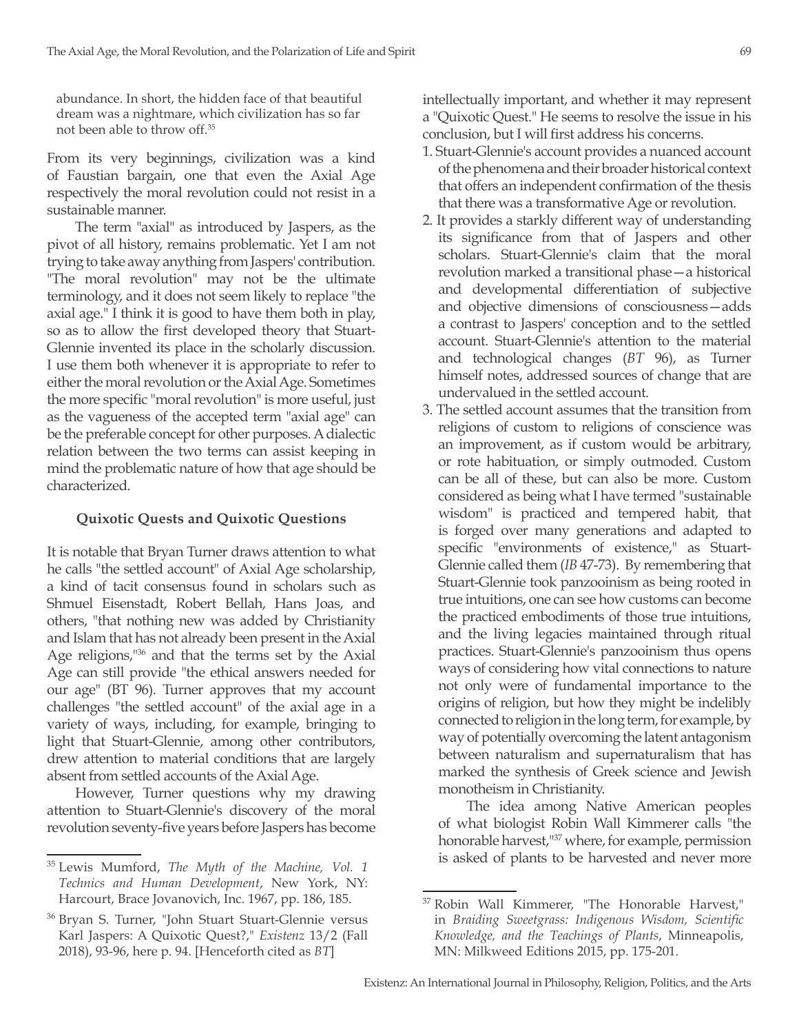abundance. In short, the hidden face of that beautiful dream was a nightmare, which civilization has so far not been able to throw off.[35]

From its very beginnings, civilization was a kind of Faustian bargain, one that even the Axial Age respectively the moral revolution could not resist in a sustainable manner.

The term "axial" as introduced by Jaspers, as the pivot of all history, remains problematic. Yet I am not trying to take away anything from Jaspers' contribution. "The moral revolution" may not be the ultimate terminology, and it does not seem likely to replace "the axial age." I think it is good to have them both in play, so as to allow the first developed theory that Stuart-Glennie invented its place in the scholarly discussion. I use them both whenever it is appropriate to refer to either the moral revolution or the Axial Age. Sometimes the more specific "moral revolution" is more useful, just as the vagueness of the accepted term "axial age" can be the preferable concept for other purposes. A dialectic relation between the two terms can assist keeping in mind the problematic nature of how that age should be characterized.

### Quixotic Quests and Quixotic Questions

It is notable that Bryan Turner draws attention to what he calls "the settled account" of Axial Age scholarship, a kind of tacit consensus found in scholars such as Shmuel Eisenstadt, Robert Bellah, Hans Joas, and others, "that nothing new was added by Christianity and Islam that has not already been present in the Axial Age religions,"[36] and that the terms set by the Axial Age can still provide "the ethical answers needed for our age" (BT 96). Turner approves that my account challenges "the settled account" of the axial age in a variety of ways, including, for example, bringing to light that Stuart-Glennie, among other contributors, drew attention to material conditions that are largely absent from settled accounts of the Axial Age.

However, Turner questions why my drawing attention to Stuart-Glennie's discovery of the moral revolution seventy-five years before Jaspers has become intellectually important, and whether it may represent a "Quixotic Quest." He seems to resolve the issue in his conclusion, but I will first address his concerns.

1. Stuart-Glennie's account provides a nuanced account of the phenomena and their broader historical context that offers an independent confirmation of the thesis that there was a transformative Age or revolution.
2. It provides a starkly different way of understanding its significance from that of Jaspers and other scholars. Stuart-Glennie's claim that the moral revolution marked a transitional phase—a historical and developmental differentiation of subjective and objective dimensions of consciousness—adds a contrast to Jaspers' conception and to the settled account. Stuart-Glennie's attention to the material and technological changes (*BT* 96), as Turner himself notes, addressed sources of change that are undervalued in the settled account.
3. The settled account assumes that the transition from religions of custom to religions of conscience was an improvement, as if custom would be arbitrary, or rote habituation, or simply outmoded. Custom can be all of these, but can also be more. Custom considered as being what I have termed "sustainable wisdom" is practiced and tempered habit, that is forged over many generations and adapted to specific "environments of existence," as Stuart-Glennie called them (*IB* 47-73). By remembering that Stuart-Glennie took panzooinism as being rooted in true intuitions, one can see how customs can become the practiced embodiments of those true intuitions, and the living legacies maintained through ritual practices. Stuart-Glennie's panzooinism thus opens ways of considering how vital connections to nature not only were of fundamental importance to the origins of religion, but how they might be indelibly connected to religion in the long term, for example, by way of potentially overcoming the latent antagonism between naturalism and supernaturalism that has marked the synthesis of Greek science and Jewish monotheism in Christianity.

   The idea among Native American peoples of what biologist Robin Wall Kimmerer calls "the honorable harvest,"[37] where, for example, permission is asked of plants to be harvested and never more

---

[35] Lewis Mumford, *The Myth of the Machine, Vol. 1 Technics and Human Development*, New York, NY: Harcourt, Brace Jovanovich, Inc. 1967, pp. 186, 185.

[36] Bryan S. Turner, "John Stuart Stuart-Glennie versus Karl Jaspers: A Quixotic Quest?," *Existenz* 13/2 (Fall 2018), 93-96, here p. 94. [Henceforth cited as *BT*]

[37] Robin Wall Kimmerer, "The Honorable Harvest," in *Braiding Sweetgrass: Indigenous Wisdom, Scientific Knowledge, and the Teachings of Plants*, Minneapolis, MN: Milkweed Editions 2015, pp. 175-201.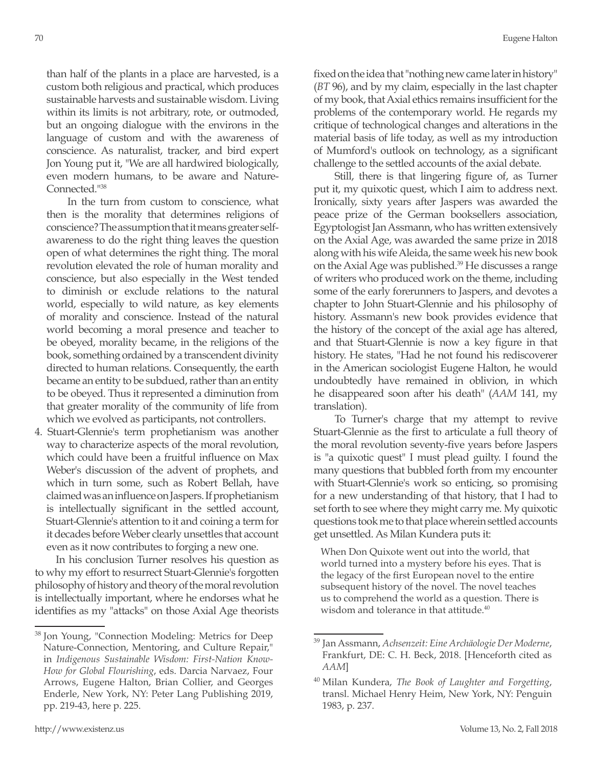than half of the plants in a place are harvested, is a custom both religious and practical, which produces sustainable harvests and sustainable wisdom. Living within its limits is not arbitrary, rote, or outmoded, but an ongoing dialogue with the environs in the language of custom and with the awareness of conscience. As naturalist, tracker, and bird expert Jon Young put it, "We are all hardwired biologically, even modern humans, to be aware and Nature-Connected."[38]

In the turn from custom to conscience, what then is the morality that determines religions of conscience? The assumption that it means greater self-awareness to do the right thing leaves the question open of what determines the right thing. The moral revolution elevated the role of human morality and conscience, but also especially in the West tended to diminish or exclude relations to the natural world, especially to wild nature, as key elements of morality and conscience. Instead of the natural world becoming a moral presence and teacher to be obeyed, morality became, in the religions of the book, something ordained by a transcendent divinity directed to human relations. Consequently, the earth became an entity to be subdued, rather than an entity to be obeyed. Thus it represented a diminution from that greater morality of the community of life from which we evolved as participants, not controllers.

4. Stuart-Glennie's term prophetianism was another way to characterize aspects of the moral revolution, which could have been a fruitful influence on Max Weber's discussion of the advent of prophets, and which in turn some, such as Robert Bellah, have claimed was an influence on Jaspers. If prophetianism is intellectually significant in the settled account, Stuart-Glennie's attention to it and coining a term for it decades before Weber clearly unsettles that account even as it now contributes to forging a new one.

In his conclusion Turner resolves his question as to why my effort to resurrect Stuart-Glennie's forgotten philosophy of history and theory of the moral revolution is intellectually important, where he endorses what he identifies as my "attacks" on those Axial Age theorists fixed on the idea that "nothing new came later in history" (*BT* 96), and by my claim, especially in the last chapter of my book, that Axial ethics remains insufficient for the problems of the contemporary world. He regards my critique of technological changes and alterations in the material basis of life today, as well as my introduction of Mumford's outlook on technology, as a significant challenge to the settled accounts of the axial debate.

Still, there is that lingering figure of, as Turner put it, my quixotic quest, which I aim to address next. Ironically, sixty years after Jaspers was awarded the peace prize of the German booksellers association, Egyptologist Jan Assmann, who has written extensively on the Axial Age, was awarded the same prize in 2018 along with his wife Aleida, the same week his new book on the Axial Age was published.[39] He discusses a range of writers who produced work on the theme, including some of the early forerunners to Jaspers, and devotes a chapter to John Stuart-Glennie and his philosophy of history. Assmann's new book provides evidence that the history of the concept of the axial age has altered, and that Stuart-Glennie is now a key figure in that history. He states, "Had he not found his rediscoverer in the American sociologist Eugene Halton, he would undoubtedly have remained in oblivion, in which he disappeared soon after his death" (*AAM* 141, my translation).

To Turner's charge that my attempt to revive Stuart-Glennie as the first to articulate a full theory of the moral revolution seventy-five years before Jaspers is "a quixotic quest" I must plead guilty. I found the many questions that bubbled forth from my encounter with Stuart-Glennie's work so enticing, so promising for a new understanding of that history, that I had to set forth to see where they might carry me. My quixotic questions took me to that place wherein settled accounts get unsettled. As Milan Kundera puts it:

> When Don Quixote went out into the world, that world turned into a mystery before his eyes. That is the legacy of the first European novel to the entire subsequent history of the novel. The novel teaches us to comprehend the world as a question. There is wisdom and tolerance in that attitude.[40]

---

[38] Jon Young, "Connection Modeling: Metrics for Deep Nature-Connection, Mentoring, and Culture Repair," in *Indigenous Sustainable Wisdom: First-Nation Know-How for Global Flourishing*, eds. Darcia Narvaez, Four Arrows, Eugene Halton, Brian Collier, and Georges Enderle, New York, NY: Peter Lang Publishing 2019, pp. 219-43, here p. 225.

[39] Jan Assmann, *Achsenzeit: Eine Archäologie Der Moderne*, Frankfurt, DE: C. H. Beck, 2018. [Henceforth cited as *AAM*]

[40] Milan Kundera, *The Book of Laughter and Forgetting*, transl. Michael Henry Heim, New York, NY: Penguin 1983, p. 237.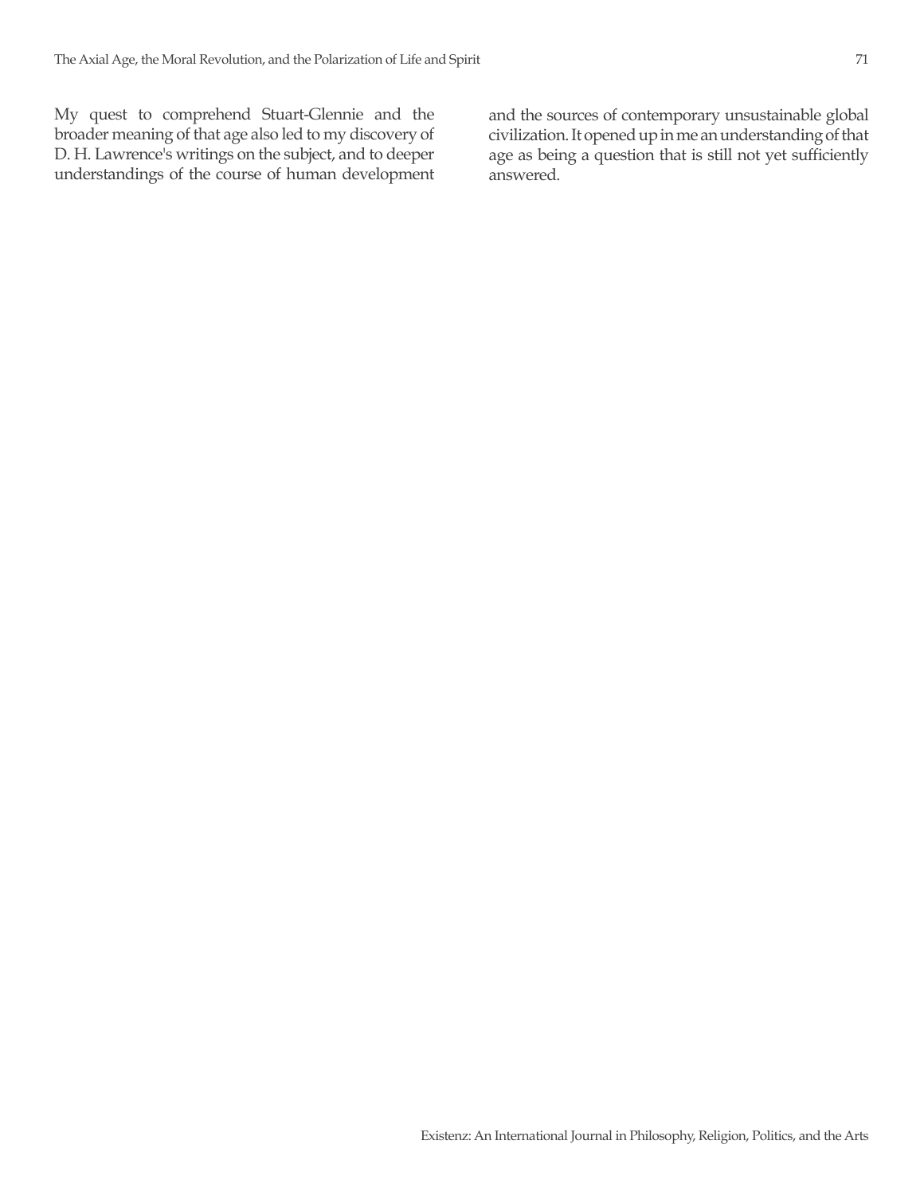My quest to comprehend Stuart-Glennie and the broader meaning of that age also led to my discovery of D. H. Lawrence's writings on the subject, and to deeper understandings of the course of human development and the sources of contemporary unsustainable global civilization. It opened up in me an understanding of that age as being a question that is still not yet sufficiently answered.